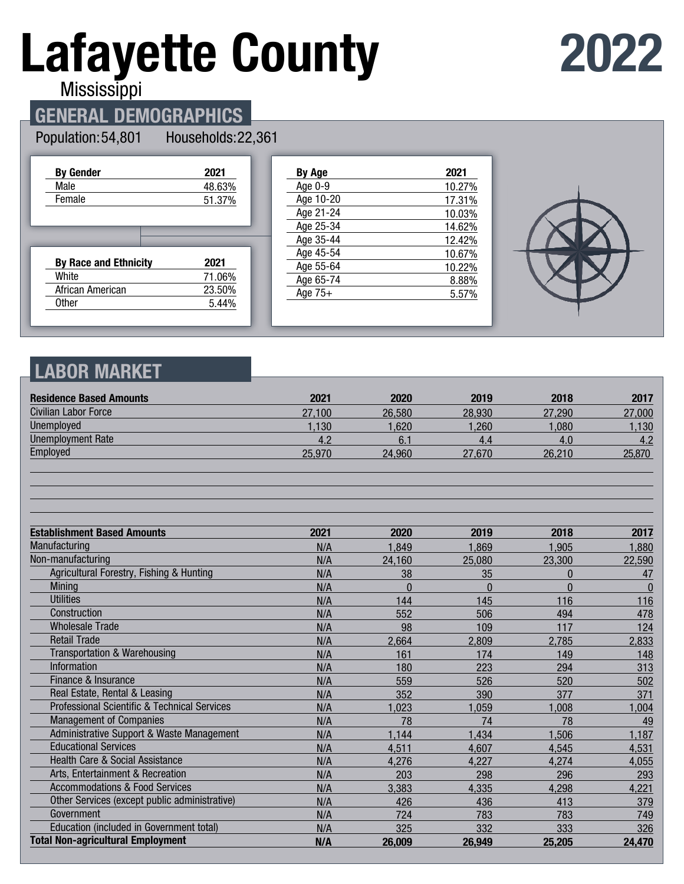# Lafayette County 2022

Mississippi

## GENERAL DEMOGRAPHICS

Population: 54,801 Households: 22,361

| By Gender | 2021 |
|---|---|
| Male | 48.63% |
| Female | 51.37% |

| By Race and Ethnicity | 2021 |
|---|---|
| White | 71.06% |
| African American | 23.50% |
| Other | 5.44% |

| By Age | 2021 |
|---|---|
| Age 0-9 | 10.27% |
| Age 10-20 | 17.31% |
| Age 21-24 | 10.03% |
| Age 25-34 | 14.62% |
| Age 35-44 | 12.42% |
| Age 45-54 | 10.67% |
| Age 55-64 | 10.22% |
| Age 65-74 | 8.88% |
| Age 75+ | 5.57% |

## LABOR MARKET

| Residence Based Amounts | 2021 | 2020 | 2019 | 2018 | 2017 |
|---|---|---|---|---|---|
| Civilian Labor Force | 27,100 | 26,580 | 28,930 | 27,290 | 27,000 |
| Unemployed | 1,130 | 1,620 | 1,260 | 1,080 | 1,130 |
| Unemployment Rate | 4.2 | 6.1 | 4.4 | 4.0 | 4.2 |
| Employed | 25,970 | 24,960 | 27,670 | 26,210 | 25,870 |

| Establishment Based Amounts | 2021 | 2020 | 2019 | 2018 | 2017 |
|---|---|---|---|---|---|
| Manufacturing | N/A | 1,849 | 1,869 | 1,905 | 1,880 |
| Non-manufacturing | N/A | 24,160 | 25,080 | 23,300 | 22,590 |
| Agricultural Forestry, Fishing & Hunting | N/A | 38 | 35 | 0 | 47 |
| Mining | N/A | 0 | 0 | 0 | 0 |
| Utilities | N/A | 144 | 145 | 116 | 116 |
| Construction | N/A | 552 | 506 | 494 | 478 |
| Wholesale Trade | N/A | 98 | 109 | 117 | 124 |
| Retail Trade | N/A | 2,664 | 2,809 | 2,785 | 2,833 |
| Transportation & Warehousing | N/A | 161 | 174 | 149 | 148 |
| Information | N/A | 180 | 223 | 294 | 313 |
| Finance & Insurance | N/A | 559 | 526 | 520 | 502 |
| Real Estate, Rental & Leasing | N/A | 352 | 390 | 377 | 371 |
| Professional Scientific & Technical Services | N/A | 1,023 | 1,059 | 1,008 | 1,004 |
| Management of Companies | N/A | 78 | 74 | 78 | 49 |
| Administrative Support & Waste Management | N/A | 1,144 | 1,434 | 1,506 | 1,187 |
| Educational Services | N/A | 4,511 | 4,607 | 4,545 | 4,531 |
| Health Care & Social Assistance | N/A | 4,276 | 4,227 | 4,274 | 4,055 |
| Arts, Entertainment & Recreation | N/A | 203 | 298 | 296 | 293 |
| Accommodations & Food Services | N/A | 3,383 | 4,335 | 4,298 | 4,221 |
| Other Services (except public administrative) | N/A | 426 | 436 | 413 | 379 |
| Government | N/A | 724 | 783 | 783 | 749 |
| Education (included in Government total) | N/A | 325 | 332 | 333 | 326 |
| **Total Non-agricultural Employment** | **N/A** | **26,009** | **26,949** | **25,205** | **24,470** |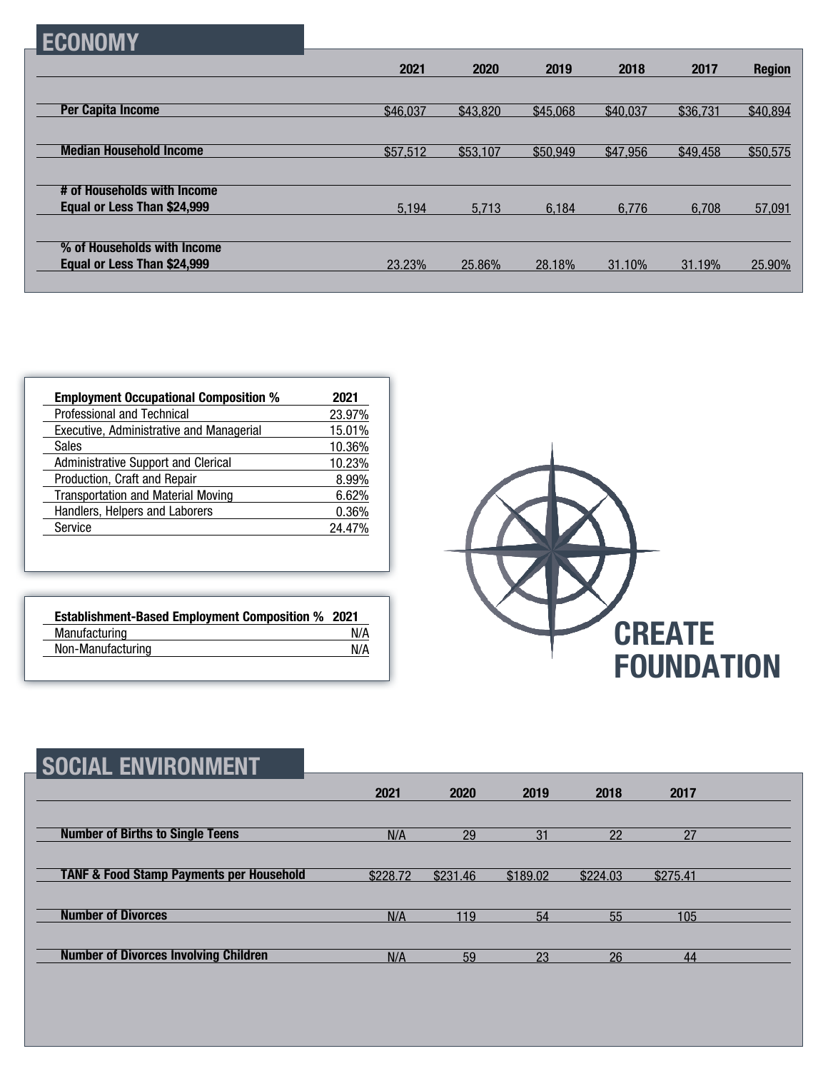## ECONOMY

| | 2021 | 2020 | 2019 | 2018 | 2017 | Region |
|---|---|---|---|---|---|---|
| **Per Capita Income** | $46,037 | $43,820 | $45,068 | $40,037 | $36,731 | $40,894 |
| **Median Household Income** | $57,512 | $53,107 | $50,949 | $47,956 | $49,458 | $50,575 |
| **# of Households with Income Equal or Less Than $24,999** | 5,194 | 5,713 | 6,184 | 6,776 | 6,708 | 57,091 |
| **% of Households with Income Equal or Less Than $24,999** | 23.23% | 25.86% | 28.18% | 31.10% | 31.19% | 25.90% |

| **Employment Occupational Composition %** | **2021** |
|---|---|
| Professional and Technical | 23.97% |
| Executive, Administrative and Managerial | 15.01% |
| Sales | 10.36% |
| Administrative Support and Clerical | 10.23% |
| Production, Craft and Repair | 8.99% |
| Transportation and Material Moving | 6.62% |
| Handlers, Helpers and Laborers | 0.36% |
| Service | 24.47% |

| **Establishment-Based Employment Composition %** | **2021** |
|---|---|
| Manufacturing | N/A |
| Non-Manufacturing | N/A |

**CREATE FOUNDATION**

## SOCIAL ENVIRONMENT

| | 2021 | 2020 | 2019 | 2018 | 2017 |
|---|---|---|---|---|---|
| **Number of Births to Single Teens** | N/A | 29 | 31 | 22 | 27 |
| **TANF & Food Stamp Payments per Household** | $228.72 | $231.46 | $189.02 | $224.03 | $275.41 |
| **Number of Divorces** | N/A | 119 | 54 | 55 | 105 |
| **Number of Divorces Involving Children** | N/A | 59 | 23 | 26 | 44 |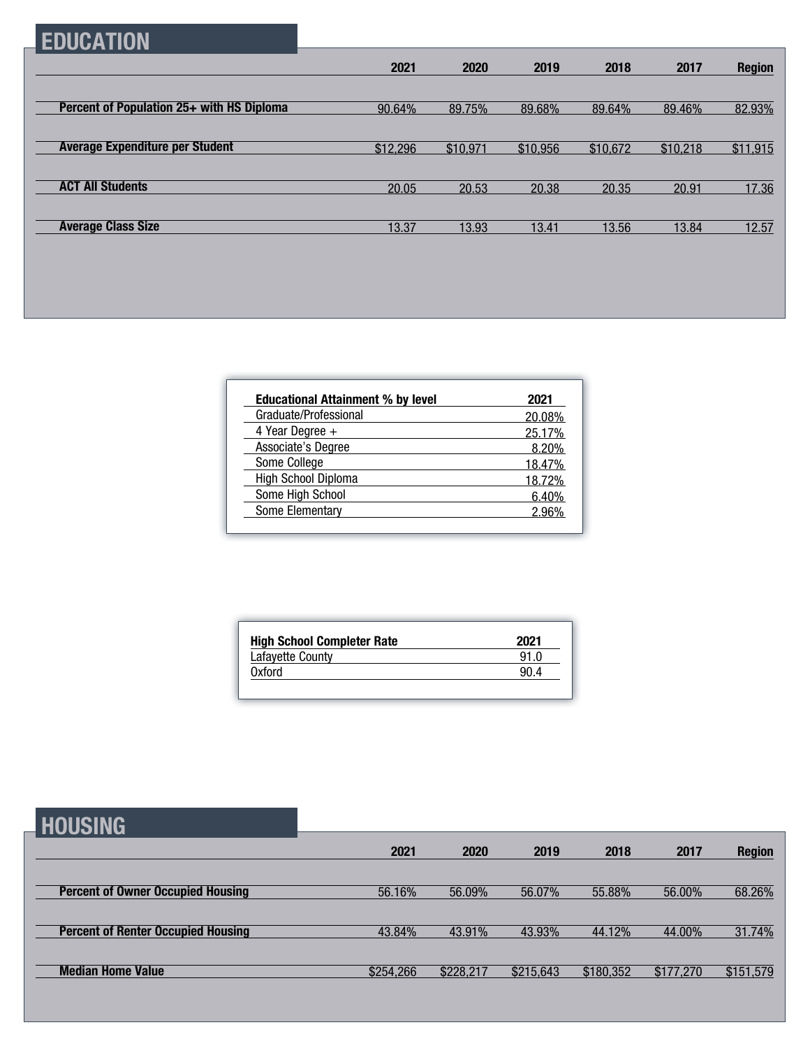## EDUCATION

| | 2021 | 2020 | 2019 | 2018 | 2017 | Region |
|---|---|---|---|---|---|---|
| **Percent of Population 25+ with HS Diploma** | 90.64% | 89.75% | 89.68% | 89.64% | 89.46% | 82.93% |
| **Average Expenditure per Student** | $12,296 | $10,971 | $10,956 | $10,672 | $10,218 | $11,915 |
| **ACT All Students** | 20.05 | 20.53 | 20.38 | 20.35 | 20.91 | 17.36 |
| **Average Class Size** | 13.37 | 13.93 | 13.41 | 13.56 | 13.84 | 12.57 |

| Educational Attainment % by level | 2021 |
|---|---|
| Graduate/Professional | 20.08% |
| 4 Year Degree + | 25.17% |
| Associate's Degree | 8.20% |
| Some College | 18.47% |
| High School Diploma | 18.72% |
| Some High School | 6.40% |
| Some Elementary | 2.96% |

| High School Completer Rate | 2021 |
|---|---|
| Lafayette County | 91.0 |
| Oxford | 90.4 |

## HOUSING

| | 2021 | 2020 | 2019 | 2018 | 2017 | Region |
|---|---|---|---|---|---|---|
| **Percent of Owner Occupied Housing** | 56.16% | 56.09% | 56.07% | 55.88% | 56.00% | 68.26% |
| **Percent of Renter Occupied Housing** | 43.84% | 43.91% | 43.93% | 44.12% | 44.00% | 31.74% |
| **Median Home Value** | $254,266 | $228,217 | $215,643 | $180,352 | $177,270 | $151,579 |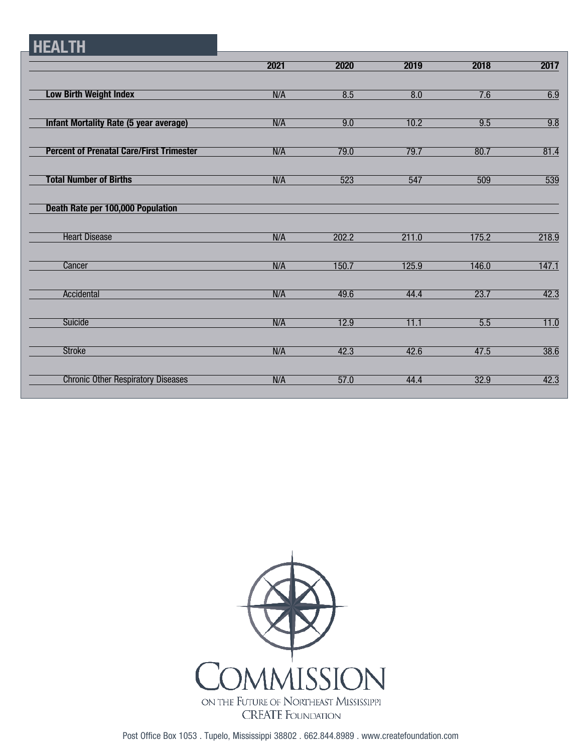## HEALTH

| | 2021 | 2020 | 2019 | 2018 | 2017 |
|---|---|---|---|---|---|
| **Low Birth Weight Index** | N/A | 8.5 | 8.0 | 7.6 | 6.9 |
| **Infant Mortality Rate (5 year average)** | N/A | 9.0 | 10.2 | 9.5 | 9.8 |
| **Percent of Prenatal Care/First Trimester** | N/A | 79.0 | 79.7 | 80.7 | 81.4 |
| **Total Number of Births** | N/A | 523 | 547 | 509 | 539 |
| **Death Rate per 100,000 Population** | | | | | |
| Heart Disease | N/A | 202.2 | 211.0 | 175.2 | 218.9 |
| Cancer | N/A | 150.7 | 125.9 | 146.0 | 147.1 |
| Accidental | N/A | 49.6 | 44.4 | 23.7 | 42.3 |
| Suicide | N/A | 12.9 | 11.1 | 5.5 | 11.0 |
| Stroke | N/A | 42.3 | 42.6 | 47.5 | 38.6 |
| Chronic Other Respiratory Diseases | N/A | 57.0 | 44.4 | 32.9 | 42.3 |

COMMISSION
ON THE FUTURE OF NORTHEAST MISSISSIPPI
CREATE FOUNDATION

Post Office Box 1053 . Tupelo, Mississippi 38802 . 662.844.8989 . www.createfoundation.com